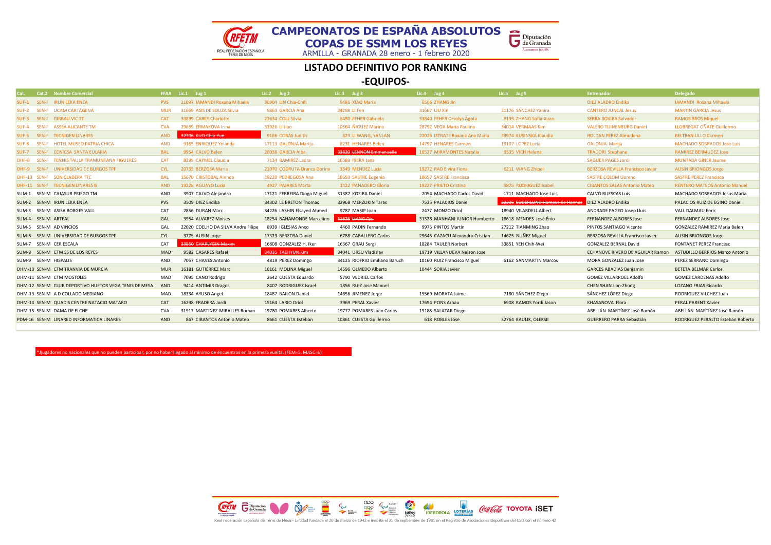# CAMPEONATOS DE ESPAÑA ABSOLUTOS
# COPAS DE SSMM LOS REYES

ARMILLA - GRANADA 28 enero - 1 febrero 2020

## LISTADO DEFINITIVO POR RANKING
## -EQUIPOS-

| Cat. | Cat.2 | Nombre Comercial | FFAA | Lic.1 | Jug 1 | Lic.2 | Jug 2 | Lic.3 | Jug 3 | Lic.4 | Jug 4 | Lic.5 | Jug 5 | Entrenador | Delegado |
|---|---|---|---|---|---|---|---|---|---|---|---|---|---|---|---|
| SUF-1 | SEN-F | IRUN LEKA ENEA | PVS | 21097 | IAMANDI Roxana Mihaela | 30904 | LIN Chia-Chih | 9486 | XIAO Maria | 6506 | ZHANG Jin | | | DIEZ ALADRO Endika | IAMANDI Roxana Mihaela |
| SUF-2 | SEN-F | UCAM CARTAGENA | MUR | 31669 | ASIS DE SOUZA Silvia | 9863 | GARCIA Ana | 34298 | LI Fen | 31667 | LIU Xin | 21176 | SÁNCHEZ Yanira | CANTERO JUNCAL Jesus | MARTIN GARCIA Jesus |
| SUF-3 | SEN-F | GIRBAU VIC TT | CAT | 33839 | CAREY Charlotte | 21634 | COLL Silvia | 8480 | FEHER Gabriela | 33840 | FEHER Orsolya Agota | 8195 | ZHANG Sofia-Xuan | SERRA ROVIRA Salvador | RAMOS BROS Miquel |
| SUF-4 | SEN-F | ASSSA ALICANTE TM | CVA | 29869 | ERMAKOVA Irina | 31926 | LI Jiao | 10564 | ÑIGUEZ Marina | 28792 | VEGA Maria Paulina | 34014 | VERMAAS Kim | VALERO TUINENBURG Daniel | LLOBREGAT OÑATE Guillermo |
| SUF-5 | SEN-F | TECNIGEN LINARES | AND | ~~32706~~ | ~~KUO Chia-Yun~~ | 9186 | COBAS Judith | 823 | LI WANG, YANLAN | 22026 | ISTRATE Roxana Ana Maria | 33974 | KUSINSKA Klaudia | ROLDAN PEREZ Almudena | BELTRAN LILLO Carmen |
| SUF-6 | SEN-F | HOTEL MUSEO PATRIA CHICA | AND | 9165 | ENRIQUEZ Yolanda | 17113 | GALONJA Marija | 8231 | HENARES Belen | 14797 | HENARES Carmen | 19107 | LOPEZ Lucia | GALONJA Marija | MACHADO SOBRADOS Jose Luis |
| SUF-7 | SEN-F | COVICSA SANTA EULARIA | BAL | 9954 | CALVO Belen | 28038 | GARCIA Alba | ~~33820~~ | ~~LENNON Emmanuelle~~ | 16527 | MIRAMONTES Natalia | 9535 | VICH Helena | TRADORI Stephane | RAMIREZ BERMUDEZ Jose |
| DHF-8 | SEN-F | TENNIS TAULA TRAMUNTANA FIGUERES | CAT | 8399 | CAYMEL Claudia | 7134 | RAMIREZ Laura | 16388 | RIERA Jana | | | | | SAGUER PAGES Jordi | MUNTADA GINER Jaume |
| DHF-9 | SEN-F | UNIVERSIDAD DE BURGOS TPF | CYL | 20735 | BERZOSA Maria | 21070 | CODRUTA Dranca Dorina | 3349 | MENDEZ Lucia | 19272 | RAD Elvira Fiona | 6211 | WANG Zhipei | BERZOSA REVILLA Francisco Javier | AUSIN BRIONGOS Jorge |
| DHF-10 | SEN-F | SON CLADERA TTC | BAL | 15670 | CRISTOBAL Ainhoa | 19220 | PEDREGOSA Ana | 18659 | SASTRE Eugenia | 18657 | SASTRE Francisca | | | SASTRE COLOM Llorenc | SASTRE PEREZ Francisca |
| DHF-11 | SEN-F | TECNIGEN LINARES B | AND | 19228 | AGUAYO Lucia | 4927 | PAJARES Marta | 1422 | PANADERO Gloria | 19227 | PRIETO Cristina | 9875 | RODRIGUEZ Isabel | CIBANTOS SALAS Antonio Mateo | RENTERO MATEOS Antonio Manuel |
| SUM-1 | SEN-M | CAJASUR PRIEGO TM | AND | 3907 | CALVO Alejandro | 17121 | FERREIRA Diogo Miguel | 31387 | KOSIBA Daniel | 2054 | MACHADO Carlos David | 1711 | MACHADO Jose Luis | CALVO RUESCAS Luis | MACHADO SOBRADOS Jesus Maria |
| SUM-2 | SEN-M | IRUN LEKA ENEA | PVS | 3509 | DIEZ Endika | 34302 | LE BRETON Thomas | 33968 | MERZLIKIN Taras | 7535 | PALACIOS Daniel | ~~22235~~ | ~~SODERLUND Hampus Ke Hannes~~ | DIEZ ALADRO Endika | PALACIOS RUIZ DE EGINO Daniel |
| SUM-3 | SEN-M | ASISA BORGES VALL | CAT | 2856 | DURAN Marc | 34226 | LASHIN Elsayed Ahmed | 9787 | MASIP Joan | 2477 | MONZO Oriol | 18940 | VILARDELL Albert | ANDRADE PAGEO Josep Lluis | VALL DALMAU Enric |
| SUM-4 | SEN-M | ARTEAL | GAL | 3954 | ALVAREZ Moises | 18254 | BAHAMONDE Marcelino | ~~31625~~ | ~~LIANG Qiu~~ | 31328 | MANHANI JUNIOR Humberto | 18618 | MENDES José Énio | FERNANDEZ ALBORES Jose | FERNANDEZ ALBORES Jose |
| SUM-5 | SEN-M | AD VINCIOS | GAL | 22020 | COELHO DA SILVA Andre Filipe | 8939 | IGLESIAS Anxo | 4460 | PADIN Fernando | 9975 | PINTOS Martin | 27212 | TIANMING Zhao | PINTOS SANTIAGO Vicente | GONZALEZ RAMIREZ Maria Belen |
| SUM-6 | SEN-M | UNIVERSIDAD DE BURGOS TPF | CYL | 3775 | AUSIN Jorge | 17323 | BERZOSA Daniel | 6788 | CABALLERO Carlos | 29645 | CAZACU Alexandru Cristian | 14625 | NUÑEZ Miguel | BERZOSA REVILLA Francisco Javier | AUSIN BRIONGOS Jorge |
| SUM-7 | SEN-M | CER ESCALA | CAT | ~~33850~~ | ~~CHAPLYGIN Maxim~~ | 16808 | GONZALEZ H. Iker | 16367 | GRAU Sergi | 18284 | TAULER Norbert | 33851 | YEH Chih-Wei | GONZALEZ BERNAL David | FONTANET PEREZ Francesc |
| SUM-8 | SEN-M | CTM SS DE LOS REYES | MAD | 9582 | CASARES Rafael | ~~34035~~ | ~~TAEHYUN Kim~~ | 34041 | URSU Vladislav | 19719 | VILLANUEVA Nelson Jose | | | ECHANOVE RIVERO DE AGUILAR Ramon | ASTUDILLO BERRIOS Marco Antonio |
| SUM-9 | SEN-M | HISPALIS | AND | 7057 | CHAVES Antonio | 4819 | PEREZ Domingo | 34125 | RIOFRIO Emiliano Baruch | 10160 | RUIZ Francisco Miguel | 6162 | SANMARTIN Marcos | MORA GONZALEZ Juan Jose | PEREZ SERRANO Domingo |
| DHM-10 | SEN-M | CTM TRANVIA DE MURCIA | MUR | 16181 | GUTIÉRREZ Marc | 16161 | MOLINA Miguel | 14596 | OLMEDO Alberto | 10444 | SORIA Javier | | | GARCES ABADIAS Benjamin | BETETA BELMAR Carlos |
| DHM-11 | SEN-M | CTM MOSTOLES | MAD | 7095 | CANO Rodrigo | 2642 | CUESTA Eduardo | 5790 | VEDRIEL Carlos | | | | | GOMEZ VILLARROEL Adolfo | GOMEZ CARDENAS Adolfo |
| DHM-12 | SEN-M | CLUB DEPORTIVO HUETOR VEGA TENIS DE MESA | AND | 9414 | ANTIMIR Dragos | 8407 | RODRIGUEZ Israel | 1856 | RUIZ Jose Manuel | | | | | CHEN SHAN Jian-Zhong | LOZANO FRIAS Ricardo |
| DHM-13 | SEN-M | A D COLLADO MEDIANO | MAD | 18334 | AYUSO Angel | 18487 | BAILON Daniel | 14656 | JIMENEZ Jorge | 15569 | MORATA Jaime | 7180 | SÁNCHEZ Diego | SÁNCHEZ LÓPEZ Diego | RODRIGUEZ VILCHEZ Juan |
| DHM-14 | SEN-M | QUADIS CENTRE NATACIO MATARO | CAT | 16298 | FRADERA Jordi | 15164 | LARIO Oriol | 3969 | PERAL Xavier | 17694 | PONS Arnau | 6908 | RAMOS Yordi Jason | KHASANOVA Flora | PERAL PARENT Xavier |
| DHM-15 | SEN-M | DAMA DE ELCHE | CVA | 31917 | MARTINEZ-MIRALLES Roman | 19780 | POMARES Alberto | 19777 | POMARES Juan Carlos | 19188 | SALAZAR Diego | | | ABELLÁN MARTÍNEZ José Ramón | ABELLÁN MARTÍNEZ José Ramón |
| PDM-16 | SEN-M | LINARED INFORMATICA LINARES | AND | 867 | CIBANTOS Antonio Mateo | 8661 | CUESTA Esteban | 10861 | CUESTA Guillermo | 618 | ROBLES Jose | 32764 | KAULIK, OLEKSII | GUERRERO PARRA Sebastián | RODRIGUEZ PERALTO Esteban Roberto |

*Jugadores no nacionales que no pueden participar, por no haber llegado al mínimo de encuentros en la primera vuelta. (FEM=5, MASC=6)

Real Federación Española de Tenis de Mesa - Entidad fundada el 20 de marzo de 1942 e inscrita el 25 de septiembre de 1981 en el Registro de Asociaciones Deportivas del CSD con el número 42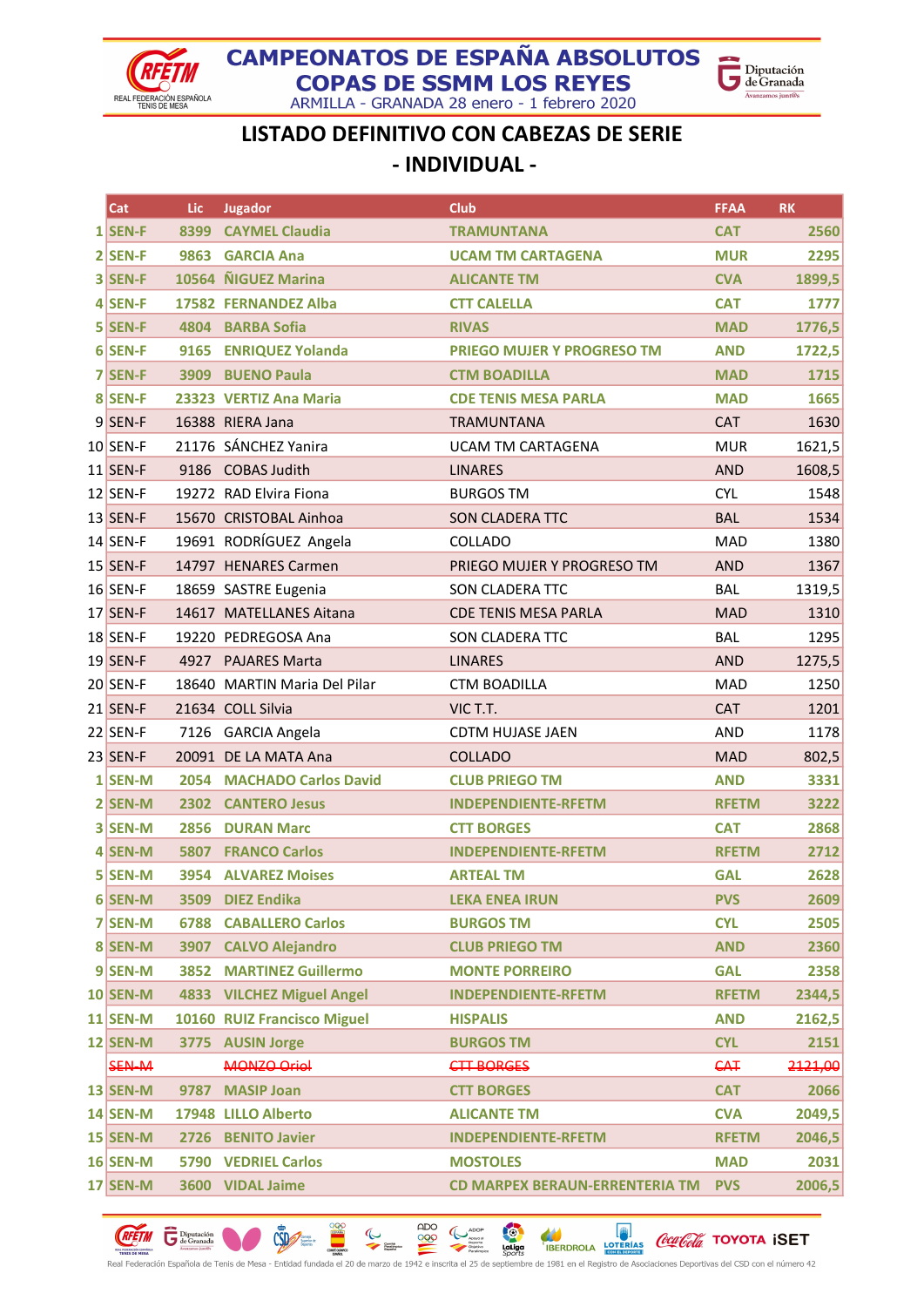# CAMPEONATOS DE ESPAÑA ABSOLUTOS
# COPAS DE SSMM LOS REYES

ARMILLA - GRANADA 28 enero - 1 febrero 2020

## LISTADO DEFINITIVO CON CABEZAS DE SERIE
## - INDIVIDUAL -

| | Cat | Lic | Jugador | Club | FFAA | RK |
|---|---|---|---|---|---|---|
| 1 | **SEN-F** | **8399** | **CAYMEL Claudia** | **TRAMUNTANA** | **CAT** | **2560** |
| 2 | **SEN-F** | **9863** | **GARCIA Ana** | **UCAM TM CARTAGENA** | **MUR** | **2295** |
| 3 | **SEN-F** | **10564** | **ÑIGUEZ Marina** | **ALICANTE TM** | **CVA** | **1899,5** |
| 4 | **SEN-F** | **17582** | **FERNANDEZ Alba** | **CTT CALELLA** | **CAT** | **1777** |
| 5 | **SEN-F** | **4804** | **BARBA Sofia** | **RIVAS** | **MAD** | **1776,5** |
| 6 | **SEN-F** | **9165** | **ENRIQUEZ Yolanda** | **PRIEGO MUJER Y PROGRESO TM** | **AND** | **1722,5** |
| 7 | **SEN-F** | **3909** | **BUENO Paula** | **CTM BOADILLA** | **MAD** | **1715** |
| 8 | **SEN-F** | **23323** | **VERTIZ Ana Maria** | **CDE TENIS MESA PARLA** | **MAD** | **1665** |
| 9 | SEN-F | 16388 | RIERA Jana | TRAMUNTANA | CAT | 1630 |
| 10 | SEN-F | 21176 | SÁNCHEZ Yanira | UCAM TM CARTAGENA | MUR | 1621,5 |
| 11 | SEN-F | 9186 | COBAS Judith | LINARES | AND | 1608,5 |
| 12 | SEN-F | 19272 | RAD Elvira Fiona | BURGOS TM | CYL | 1548 |
| 13 | SEN-F | 15670 | CRISTOBAL Ainhoa | SON CLADERA TTC | BAL | 1534 |
| 14 | SEN-F | 19691 | RODRÍGUEZ Angela | COLLADO | MAD | 1380 |
| 15 | SEN-F | 14797 | HENARES Carmen | PRIEGO MUJER Y PROGRESO TM | AND | 1367 |
| 16 | SEN-F | 18659 | SASTRE Eugenia | SON CLADERA TTC | BAL | 1319,5 |
| 17 | SEN-F | 14617 | MATELLANES Aitana | CDE TENIS MESA PARLA | MAD | 1310 |
| 18 | SEN-F | 19220 | PEDREGOSA Ana | SON CLADERA TTC | BAL | 1295 |
| 19 | SEN-F | 4927 | PAJARES Marta | LINARES | AND | 1275,5 |
| 20 | SEN-F | 18640 | MARTIN Maria Del Pilar | CTM BOADILLA | MAD | 1250 |
| 21 | SEN-F | 21634 | COLL Silvia | VIC T.T. | CAT | 1201 |
| 22 | SEN-F | 7126 | GARCIA Angela | CDTM HUJASE JAEN | AND | 1178 |
| 23 | SEN-F | 20091 | DE LA MATA Ana | COLLADO | MAD | 802,5 |
| 1 | **SEN-M** | **2054** | **MACHADO Carlos David** | **CLUB PRIEGO TM** | **AND** | **3331** |
| 2 | **SEN-M** | **2302** | **CANTERO Jesus** | **INDEPENDIENTE-RFETM** | **RFETM** | **3222** |
| 3 | **SEN-M** | **2856** | **DURAN Marc** | **CTT BORGES** | **CAT** | **2868** |
| 4 | **SEN-M** | **5807** | **FRANCO Carlos** | **INDEPENDIENTE-RFETM** | **RFETM** | **2712** |
| 5 | **SEN-M** | **3954** | **ALVAREZ Moises** | **ARTEAL TM** | **GAL** | **2628** |
| 6 | **SEN-M** | **3509** | **DIEZ Endika** | **LEKA ENEA IRUN** | **PVS** | **2609** |
| 7 | **SEN-M** | **6788** | **CABALLERO Carlos** | **BURGOS TM** | **CYL** | **2505** |
| 8 | **SEN-M** | **3907** | **CALVO Alejandro** | **CLUB PRIEGO TM** | **AND** | **2360** |
| 9 | **SEN-M** | **3852** | **MARTINEZ Guillermo** | **MONTE PORREIRO** | **GAL** | **2358** |
| 10 | **SEN-M** | **4833** | **VILCHEZ Miguel Angel** | **INDEPENDIENTE-RFETM** | **RFETM** | **2344,5** |
| 11 | **SEN-M** | **10160** | **RUIZ Francisco Miguel** | **HISPALIS** | **AND** | **2162,5** |
| 12 | **SEN-M** | **3775** | **AUSIN Jorge** | **BURGOS TM** | **CYL** | **2151** |
| | ~~SEN-M~~ | | ~~MONZO Oriol~~ | ~~CTT BORGES~~ | ~~CAT~~ | ~~2121,00~~ |
| 13 | **SEN-M** | **9787** | **MASIP Joan** | **CTT BORGES** | **CAT** | **2066** |
| 14 | **SEN-M** | **17948** | **LILLO Alberto** | **ALICANTE TM** | **CVA** | **2049,5** |
| 15 | **SEN-M** | **2726** | **BENITO Javier** | **INDEPENDIENTE-RFETM** | **RFETM** | **2046,5** |
| 16 | **SEN-M** | **5790** | **VEDRIEL Carlos** | **MOSTOLES** | **MAD** | **2031** |
| 17 | **SEN-M** | **3600** | **VIDAL Jaime** | **CD MARPEX BERAUN-ERRENTERIA TM** | **PVS** | **2006,5** |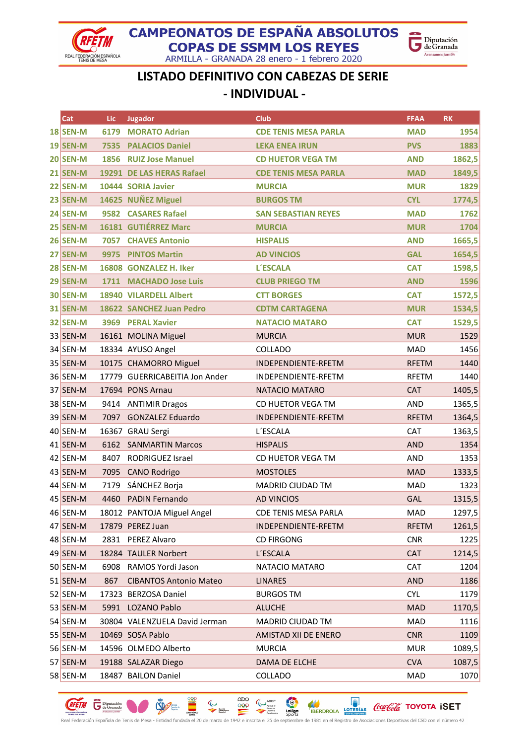# CAMPEONATOS DE ESPAÑA ABSOLUTOS
# COPAS DE SSMM LOS REYES

ARMILLA - GRANADA 28 enero - 1 febrero 2020

## LISTADO DEFINITIVO CON CABEZAS DE SERIE
## - INDIVIDUAL -

| | Cat | Lic | Jugador | Club | FFAA | RK |
|---|---|---|---|---|---|---|
| 18 | SEN-M | 6179 | MORATO Adrian | CDE TENIS MESA PARLA | MAD | 1954 |
| 19 | SEN-M | 7535 | PALACIOS Daniel | LEKA ENEA IRUN | PVS | 1883 |
| 20 | SEN-M | 1856 | RUIZ Jose Manuel | CD HUETOR VEGA TM | AND | 1862,5 |
| 21 | SEN-M | 19291 | DE LAS HERAS Rafael | CDE TENIS MESA PARLA | MAD | 1849,5 |
| 22 | SEN-M | 10444 | SORIA Javier | MURCIA | MUR | 1829 |
| 23 | SEN-M | 14625 | NUÑEZ Miguel | BURGOS TM | CYL | 1774,5 |
| 24 | SEN-M | 9582 | CASARES Rafael | SAN SEBASTIAN REYES | MAD | 1762 |
| 25 | SEN-M | 16181 | GUTIÉRREZ Marc | MURCIA | MUR | 1704 |
| 26 | SEN-M | 7057 | CHAVES Antonio | HISPALIS | AND | 1665,5 |
| 27 | SEN-M | 9975 | PINTOS Martin | AD VINCIOS | GAL | 1654,5 |
| 28 | SEN-M | 16808 | GONZALEZ H. Iker | L´ESCALA | CAT | 1598,5 |
| 29 | SEN-M | 1711 | MACHADO Jose Luis | CLUB PRIEGO TM | AND | 1596 |
| 30 | SEN-M | 18940 | VILARDELL Albert | CTT BORGES | CAT | 1572,5 |
| 31 | SEN-M | 18622 | SANCHEZ Juan Pedro | CDTM CARTAGENA | MUR | 1534,5 |
| 32 | SEN-M | 3969 | PERAL Xavier | NATACIO MATARO | CAT | 1529,5 |
| 33 | SEN-M | 16161 | MOLINA Miguel | MURCIA | MUR | 1529 |
| 34 | SEN-M | 18334 | AYUSO Angel | COLLADO | MAD | 1456 |
| 35 | SEN-M | 10175 | CHAMORRO Miguel | INDEPENDIENTE-RFETM | RFETM | 1440 |
| 36 | SEN-M | 17779 | GUERRICABEITIA Jon Ander | INDEPENDIENTE-RFETM | RFETM | 1440 |
| 37 | SEN-M | 17694 | PONS Arnau | NATACIO MATARO | CAT | 1405,5 |
| 38 | SEN-M | 9414 | ANTIMIR Dragos | CD HUETOR VEGA TM | AND | 1365,5 |
| 39 | SEN-M | 7097 | GONZALEZ Eduardo | INDEPENDIENTE-RFETM | RFETM | 1364,5 |
| 40 | SEN-M | 16367 | GRAU Sergi | L´ESCALA | CAT | 1363,5 |
| 41 | SEN-M | 6162 | SANMARTIN Marcos | HISPALIS | AND | 1354 |
| 42 | SEN-M | 8407 | RODRIGUEZ Israel | CD HUETOR VEGA TM | AND | 1353 |
| 43 | SEN-M | 7095 | CANO Rodrigo | MOSTOLES | MAD | 1333,5 |
| 44 | SEN-M | 7179 | SÁNCHEZ Borja | MADRID CIUDAD TM | MAD | 1323 |
| 45 | SEN-M | 4460 | PADIN Fernando | AD VINCIOS | GAL | 1315,5 |
| 46 | SEN-M | 18012 | PANTOJA Miguel Angel | CDE TENIS MESA PARLA | MAD | 1297,5 |
| 47 | SEN-M | 17879 | PEREZ Juan | INDEPENDIENTE-RFETM | RFETM | 1261,5 |
| 48 | SEN-M | 2831 | PEREZ Alvaro | CD FIRGONG | CNR | 1225 |
| 49 | SEN-M | 18284 | TAULER Norbert | L´ESCALA | CAT | 1214,5 |
| 50 | SEN-M | 6908 | RAMOS Yordi Jason | NATACIO MATARO | CAT | 1204 |
| 51 | SEN-M | 867 | CIBANTOS Antonio Mateo | LINARES | AND | 1186 |
| 52 | SEN-M | 17323 | BERZOSA Daniel | BURGOS TM | CYL | 1179 |
| 53 | SEN-M | 5991 | LOZANO Pablo | ALUCHE | MAD | 1170,5 |
| 54 | SEN-M | 30804 | VALENZUELA David Jerman | MADRID CIUDAD TM | MAD | 1116 |
| 55 | SEN-M | 10469 | SOSA Pablo | AMISTAD XII DE ENERO | CNR | 1109 |
| 56 | SEN-M | 14596 | OLMEDO Alberto | MURCIA | MUR | 1089,5 |
| 57 | SEN-M | 19188 | SALAZAR Diego | DAMA DE ELCHE | CVA | 1087,5 |
| 58 | SEN-M | 18487 | BAILON Daniel | COLLADO | MAD | 1070 |

Real Federación Española de Tenis de Mesa - Entidad fundada el 20 de marzo de 1942 e inscrita el 25 de septiembre de 1981 en el Registro de Asociaciones Deportivas del CSD con el número 42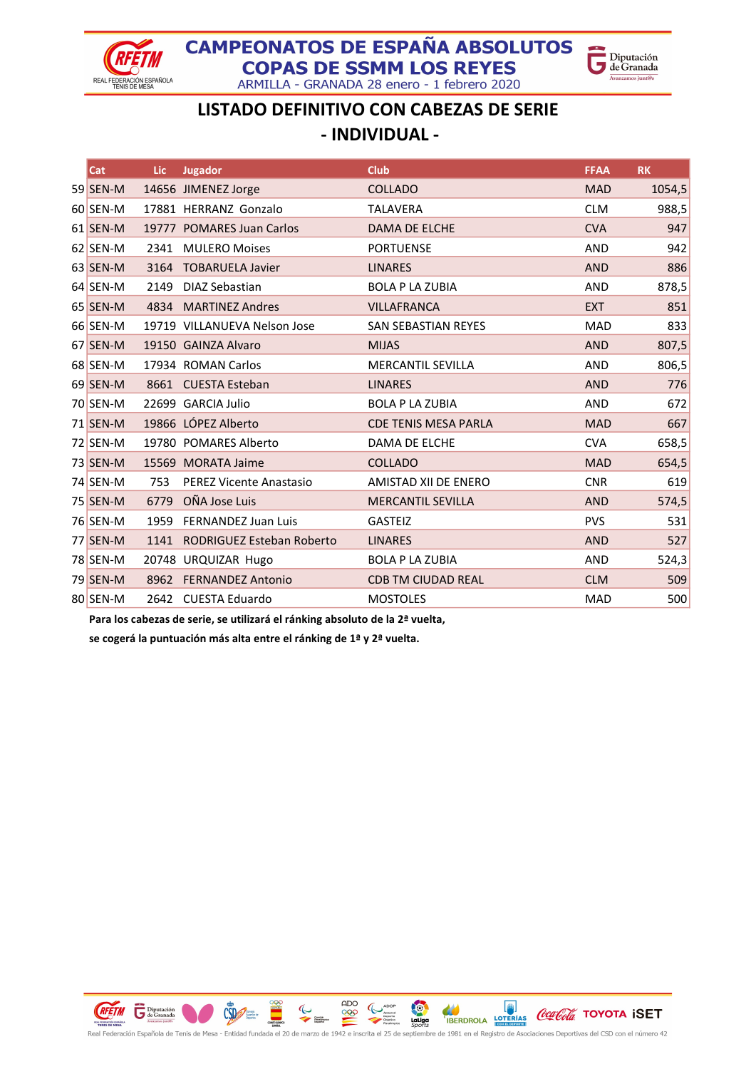# CAMPEONATOS DE ESPAÑA ABSOLUTOS
## COPAS DE SSMM LOS REYES

ARMILLA - GRANADA 28 enero - 1 febrero 2020

## LISTADO DEFINITIVO CON CABEZAS DE SERIE
## - INDIVIDUAL -

| | Cat | Lic | Jugador | Club | FFAA | RK |
|---|---|---|---|---|---|---|
| 59 | SEN-M | 14656 | JIMENEZ Jorge | COLLADO | MAD | 1054,5 |
| 60 | SEN-M | 17881 | HERRANZ Gonzalo | TALAVERA | CLM | 988,5 |
| 61 | SEN-M | 19777 | POMARES Juan Carlos | DAMA DE ELCHE | CVA | 947 |
| 62 | SEN-M | 2341 | MULERO Moises | PORTUENSE | AND | 942 |
| 63 | SEN-M | 3164 | TOBARUELA Javier | LINARES | AND | 886 |
| 64 | SEN-M | 2149 | DIAZ Sebastian | BOLA P LA ZUBIA | AND | 878,5 |
| 65 | SEN-M | 4834 | MARTINEZ Andres | VILLAFRANCA | EXT | 851 |
| 66 | SEN-M | 19719 | VILLANUEVA Nelson Jose | SAN SEBASTIAN REYES | MAD | 833 |
| 67 | SEN-M | 19150 | GAINZA Alvaro | MIJAS | AND | 807,5 |
| 68 | SEN-M | 17934 | ROMAN Carlos | MERCANTIL SEVILLA | AND | 806,5 |
| 69 | SEN-M | 8661 | CUESTA Esteban | LINARES | AND | 776 |
| 70 | SEN-M | 22699 | GARCIA Julio | BOLA P LA ZUBIA | AND | 672 |
| 71 | SEN-M | 19866 | LÓPEZ Alberto | CDE TENIS MESA PARLA | MAD | 667 |
| 72 | SEN-M | 19780 | POMARES Alberto | DAMA DE ELCHE | CVA | 658,5 |
| 73 | SEN-M | 15569 | MORATA Jaime | COLLADO | MAD | 654,5 |
| 74 | SEN-M | 753 | PEREZ Vicente Anastasio | AMISTAD XII DE ENERO | CNR | 619 |
| 75 | SEN-M | 6779 | OÑA Jose Luis | MERCANTIL SEVILLA | AND | 574,5 |
| 76 | SEN-M | 1959 | FERNANDEZ Juan Luis | GASTEIZ | PVS | 531 |
| 77 | SEN-M | 1141 | RODRIGUEZ Esteban Roberto | LINARES | AND | 527 |
| 78 | SEN-M | 20748 | URQUIZAR Hugo | BOLA P LA ZUBIA | AND | 524,3 |
| 79 | SEN-M | 8962 | FERNANDEZ Antonio | CDB TM CIUDAD REAL | CLM | 509 |
| 80 | SEN-M | 2642 | CUESTA Eduardo | MOSTOLES | MAD | 500 |

**Para los cabezas de serie, se utilizará el ránking absoluto de la 2ª vuelta, se cogerá la puntuación más alta entre el ránking de 1ª y 2ª vuelta.**

Real Federación Española de Tenis de Mesa - Entidad fundada el 20 de marzo de 1942 e inscrita el 25 de septiembre de 1981 en el Registro de Asociaciones Deportivas del CSD con el número 42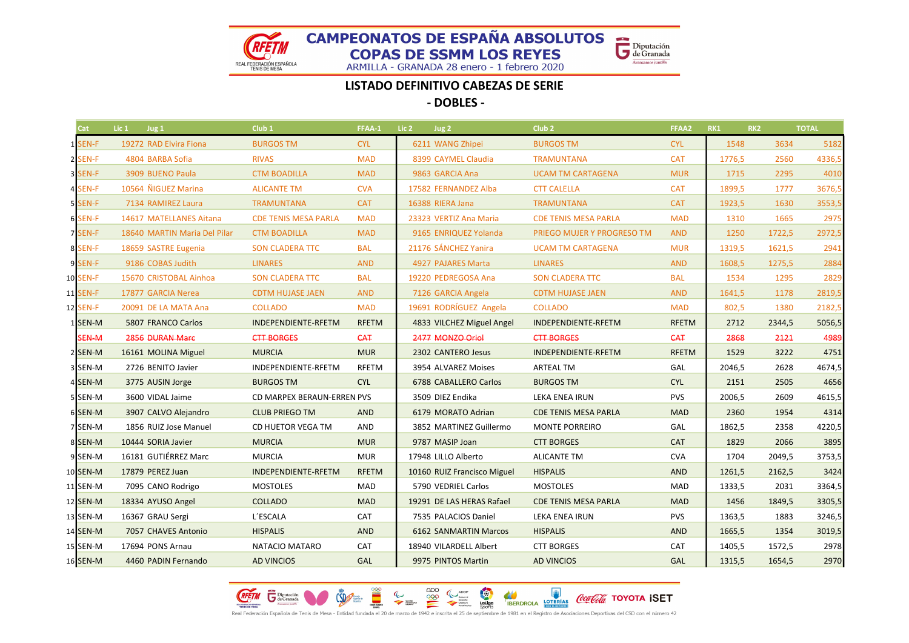**CAMPEONATOS DE ESPAÑA ABSOLUTOS**
**COPAS DE SSMM LOS REYES**
ARMILLA - GRANADA 28 enero - 1 febrero 2020

## LISTADO DEFINITIVO CABEZAS DE SERIE

## - DOBLES -

| | Cat | Lic 1 | Jug 1 | Club 1 | FFAA-1 | Lic 2 | Jug 2 | Club 2 | FFAA2 | RK1 | RK2 | TOTAL |
|---|---|---|---|---|---|---|---|---|---|---|---|---|
| 1 | SEN-F | 19272 | RAD Elvira Fiona | BURGOS TM | CYL | 6211 | WANG Zhipei | BURGOS TM | CYL | 1548 | 3634 | 5182 |
| 2 | SEN-F | 4804 | BARBA Sofia | RIVAS | MAD | 8399 | CAYMEL Claudia | TRAMUNTANA | CAT | 1776,5 | 2560 | 4336,5 |
| 3 | SEN-F | 3909 | BUENO Paula | CTM BOADILLA | MAD | 9863 | GARCIA Ana | UCAM TM CARTAGENA | MUR | 1715 | 2295 | 4010 |
| 4 | SEN-F | 10564 | ÑIGUEZ Marina | ALICANTE TM | CVA | 17582 | FERNANDEZ Alba | CTT CALELLA | CAT | 1899,5 | 1777 | 3676,5 |
| 5 | SEN-F | 7134 | RAMIREZ Laura | TRAMUNTANA | CAT | 16388 | RIERA Jana | TRAMUNTANA | CAT | 1923,5 | 1630 | 3553,5 |
| 6 | SEN-F | 14617 | MATELLANES Aitana | CDE TENIS MESA PARLA | MAD | 23323 | VERTIZ Ana Maria | CDE TENIS MESA PARLA | MAD | 1310 | 1665 | 2975 |
| 7 | SEN-F | 18640 | MARTIN Maria Del Pilar | CTM BOADILLA | MAD | 9165 | ENRIQUEZ Yolanda | PRIEGO MUJER Y PROGRESO TM | AND | 1250 | 1722,5 | 2972,5 |
| 8 | SEN-F | 18659 | SASTRE Eugenia | SON CLADERA TTC | BAL | 21176 | SÁNCHEZ Yanira | UCAM TM CARTAGENA | MUR | 1319,5 | 1621,5 | 2941 |
| 9 | SEN-F | 9186 | COBAS Judith | LINARES | AND | 4927 | PAJARES Marta | LINARES | AND | 1608,5 | 1275,5 | 2884 |
| 10 | SEN-F | 15670 | CRISTOBAL Ainhoa | SON CLADERA TTC | BAL | 19220 | PEDREGOSA Ana | SON CLADERA TTC | BAL | 1534 | 1295 | 2829 |
| 11 | SEN-F | 17877 | GARCIA Nerea | CDTM HUJASE JAEN | AND | 7126 | GARCIA Angela | CDTM HUJASE JAEN | AND | 1641,5 | 1178 | 2819,5 |
| 12 | SEN-F | 20091 | DE LA MATA Ana | COLLADO | MAD | 19691 | RODRÍGUEZ Angela | COLLADO | MAD | 802,5 | 1380 | 2182,5 |
| 1 | SEN-M | 5807 | FRANCO Carlos | INDEPENDIENTE-RFETM | RFETM | 4833 | VILCHEZ Miguel Angel | INDEPENDIENTE-RFETM | RFETM | 2712 | 2344,5 | 5056,5 |
| | ~~SEN-M~~ | ~~2856~~ | ~~DURAN Marc~~ | ~~CTT BORGES~~ | ~~CAT~~ | ~~2477~~ | ~~MONZO Oriol~~ | ~~CTT BORGES~~ | ~~CAT~~ | ~~2868~~ | ~~2121~~ | ~~4989~~ |
| 2 | SEN-M | 16161 | MOLINA Miguel | MURCIA | MUR | 2302 | CANTERO Jesus | INDEPENDIENTE-RFETM | RFETM | 1529 | 3222 | 4751 |
| 3 | SEN-M | 2726 | BENITO Javier | INDEPENDIENTE-RFETM | RFETM | 3954 | ALVAREZ Moises | ARTEAL TM | GAL | 2046,5 | 2628 | 4674,5 |
| 4 | SEN-M | 3775 | AUSIN Jorge | BURGOS TM | CYL | 6788 | CABALLERO Carlos | BURGOS TM | CYL | 2151 | 2505 | 4656 |
| 5 | SEN-M | 3600 | VIDAL Jaime | CD MARPEX BERAUN-ERREN | PVS | 3509 | DIEZ Endika | LEKA ENEA IRUN | PVS | 2006,5 | 2609 | 4615,5 |
| 6 | SEN-M | 3907 | CALVO Alejandro | CLUB PRIEGO TM | AND | 6179 | MORATO Adrian | CDE TENIS MESA PARLA | MAD | 2360 | 1954 | 4314 |
| 7 | SEN-M | 1856 | RUIZ Jose Manuel | CD HUETOR VEGA TM | AND | 3852 | MARTINEZ Guillermo | MONTE PORREIRO | GAL | 1862,5 | 2358 | 4220,5 |
| 8 | SEN-M | 10444 | SORIA Javier | MURCIA | MUR | 9787 | MASIP Joan | CTT BORGES | CAT | 1829 | 2066 | 3895 |
| 9 | SEN-M | 16181 | GUTIÉRREZ Marc | MURCIA | MUR | 17948 | LILLO Alberto | ALICANTE TM | CVA | 1704 | 2049,5 | 3753,5 |
| 10 | SEN-M | 17879 | PEREZ Juan | INDEPENDIENTE-RFETM | RFETM | 10160 | RUIZ Francisco Miguel | HISPALIS | AND | 1261,5 | 2162,5 | 3424 |
| 11 | SEN-M | 7095 | CANO Rodrigo | MOSTOLES | MAD | 5790 | VEDRIEL Carlos | MOSTOLES | MAD | 1333,5 | 2031 | 3364,5 |
| 12 | SEN-M | 18334 | AYUSO Angel | COLLADO | MAD | 19291 | DE LAS HERAS Rafael | CDE TENIS MESA PARLA | MAD | 1456 | 1849,5 | 3305,5 |
| 13 | SEN-M | 16367 | GRAU Sergi | L´ESCALA | CAT | 7535 | PALACIOS Daniel | LEKA ENEA IRUN | PVS | 1363,5 | 1883 | 3246,5 |
| 14 | SEN-M | 7057 | CHAVES Antonio | HISPALIS | AND | 6162 | SANMARTIN Marcos | HISPALIS | AND | 1665,5 | 1354 | 3019,5 |
| 15 | SEN-M | 17694 | PONS Arnau | NATACIO MATARO | CAT | 18940 | VILARDELL Albert | CTT BORGES | CAT | 1405,5 | 1572,5 | 2978 |
| 16 | SEN-M | 4460 | PADIN Fernando | AD VINCIOS | GAL | 9975 | PINTOS Martin | AD VINCIOS | GAL | 1315,5 | 1654,5 | 2970 |

Real Federación Española de Tenis de Mesa - Entidad fundada el 20 de marzo de 1942 e inscrita el 25 de septiembre de 1981 en el Registro de Asociaciones Deportivas del CSD con el número 42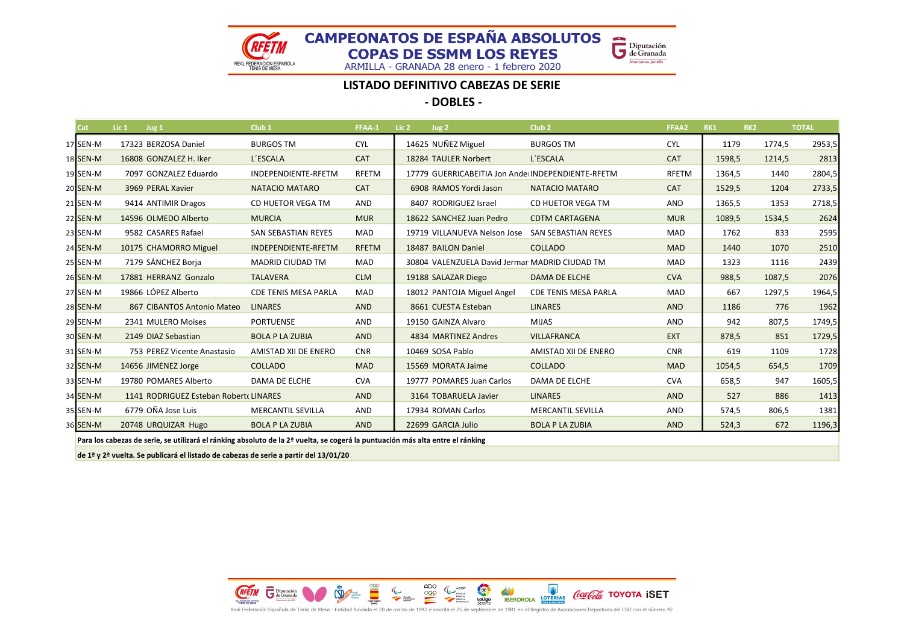# CAMPEONATOS DE ESPAÑA ABSOLUTOS
# COPAS DE SSMM LOS REYES

ARMILLA - GRANADA 28 enero - 1 febrero 2020

## LISTADO DEFINITIVO CABEZAS DE SERIE

## - DOBLES -

| | Cat | Lic 1 | Jug 1 | Club 1 | FFAA-1 | Lic 2 | Jug 2 | Club 2 | FFAA2 | RK1 | RK2 | TOTAL |
|---|---|---|---|---|---|---|---|---|---|---|---|---|
| 17 | SEN-M | 17323 | BERZOSA Daniel | BURGOS TM | CYL | 14625 | NUÑEZ Miguel | BURGOS TM | CYL | 1179 | 1774,5 | 2953,5 |
| 18 | SEN-M | 16808 | GONZALEZ H. Iker | L´ESCALA | CAT | 18284 | TAULER Norbert | L´ESCALA | CAT | 1598,5 | 1214,5 | 2813 |
| 19 | SEN-M | 7097 | GONZALEZ Eduardo | INDEPENDIENTE-RFETM | RFETM | 17779 | GUERRICABEITIA Jon Ande | INDEPENDIENTE-RFETM | RFETM | 1364,5 | 1440 | 2804,5 |
| 20 | SEN-M | 3969 | PERAL Xavier | NATACIO MATARO | CAT | 6908 | RAMOS Yordi Jason | NATACIO MATARO | CAT | 1529,5 | 1204 | 2733,5 |
| 21 | SEN-M | 9414 | ANTIMIR Dragos | CD HUETOR VEGA TM | AND | 8407 | RODRIGUEZ Israel | CD HUETOR VEGA TM | AND | 1365,5 | 1353 | 2718,5 |
| 22 | SEN-M | 14596 | OLMEDO Alberto | MURCIA | MUR | 18622 | SANCHEZ Juan Pedro | CDTM CARTAGENA | MUR | 1089,5 | 1534,5 | 2624 |
| 23 | SEN-M | 9582 | CASARES Rafael | SAN SEBASTIAN REYES | MAD | 19719 | VILLANUEVA Nelson Jose | SAN SEBASTIAN REYES | MAD | 1762 | 833 | 2595 |
| 24 | SEN-M | 10175 | CHAMORRO Miguel | INDEPENDIENTE-RFETM | RFETM | 18487 | BAILON Daniel | COLLADO | MAD | 1440 | 1070 | 2510 |
| 25 | SEN-M | 7179 | SÁNCHEZ Borja | MADRID CIUDAD TM | MAD | 30804 | VALENZUELA David Jermar | MADRID CIUDAD TM | MAD | 1323 | 1116 | 2439 |
| 26 | SEN-M | 17881 | HERRANZ Gonzalo | TALAVERA | CLM | 19188 | SALAZAR Diego | DAMA DE ELCHE | CVA | 988,5 | 1087,5 | 2076 |
| 27 | SEN-M | 19866 | LÓPEZ Alberto | CDE TENIS MESA PARLA | MAD | 18012 | PANTOJA Miguel Angel | CDE TENIS MESA PARLA | MAD | 667 | 1297,5 | 1964,5 |
| 28 | SEN-M | 867 | CIBANTOS Antonio Mateo | LINARES | AND | 8661 | CUESTA Esteban | LINARES | AND | 1186 | 776 | 1962 |
| 29 | SEN-M | 2341 | MULERO Moises | PORTUENSE | AND | 19150 | GAINZA Alvaro | MIJAS | AND | 942 | 807,5 | 1749,5 |
| 30 | SEN-M | 2149 | DIAZ Sebastian | BOLA P LA ZUBIA | AND | 4834 | MARTINEZ Andres | VILLAFRANCA | EXT | 878,5 | 851 | 1729,5 |
| 31 | SEN-M | 753 | PEREZ Vicente Anastasio | AMISTAD XII DE ENERO | CNR | 10469 | SOSA Pablo | AMISTAD XII DE ENERO | CNR | 619 | 1109 | 1728 |
| 32 | SEN-M | 14656 | JIMENEZ Jorge | COLLADO | MAD | 15569 | MORATA Jaime | COLLADO | MAD | 1054,5 | 654,5 | 1709 |
| 33 | SEN-M | 19780 | POMARES Alberto | DAMA DE ELCHE | CVA | 19777 | POMARES Juan Carlos | DAMA DE ELCHE | CVA | 658,5 | 947 | 1605,5 |
| 34 | SEN-M | 1141 | RODRIGUEZ Esteban Roberto | LINARES | AND | 3164 | TOBARUELA Javier | LINARES | AND | 527 | 886 | 1413 |
| 35 | SEN-M | 6779 | OÑA Jose Luis | MERCANTIL SEVILLA | AND | 17934 | ROMAN Carlos | MERCANTIL SEVILLA | AND | 574,5 | 806,5 | 1381 |
| 36 | SEN-M | 20748 | URQUIZAR Hugo | BOLA P LA ZUBIA | AND | 22699 | GARCIA Julio | BOLA P LA ZUBIA | AND | 524,3 | 672 | 1196,3 |

**Para los cabezas de serie, se utilizará el ránking absoluto de la 2ª vuelta, se cogerá la puntuación más alta entre el ránking de 1ª y 2ª vuelta. Se publicará el listado de cabezas de serie a partir del 13/01/20**

Real Federación Española de Tenis de Mesa - Entidad fundada el 20 de marzo de 1942 e inscrita el 25 de septiembre de 1981 en el Registro de Asociaciones Deportivas del CSD con el número 42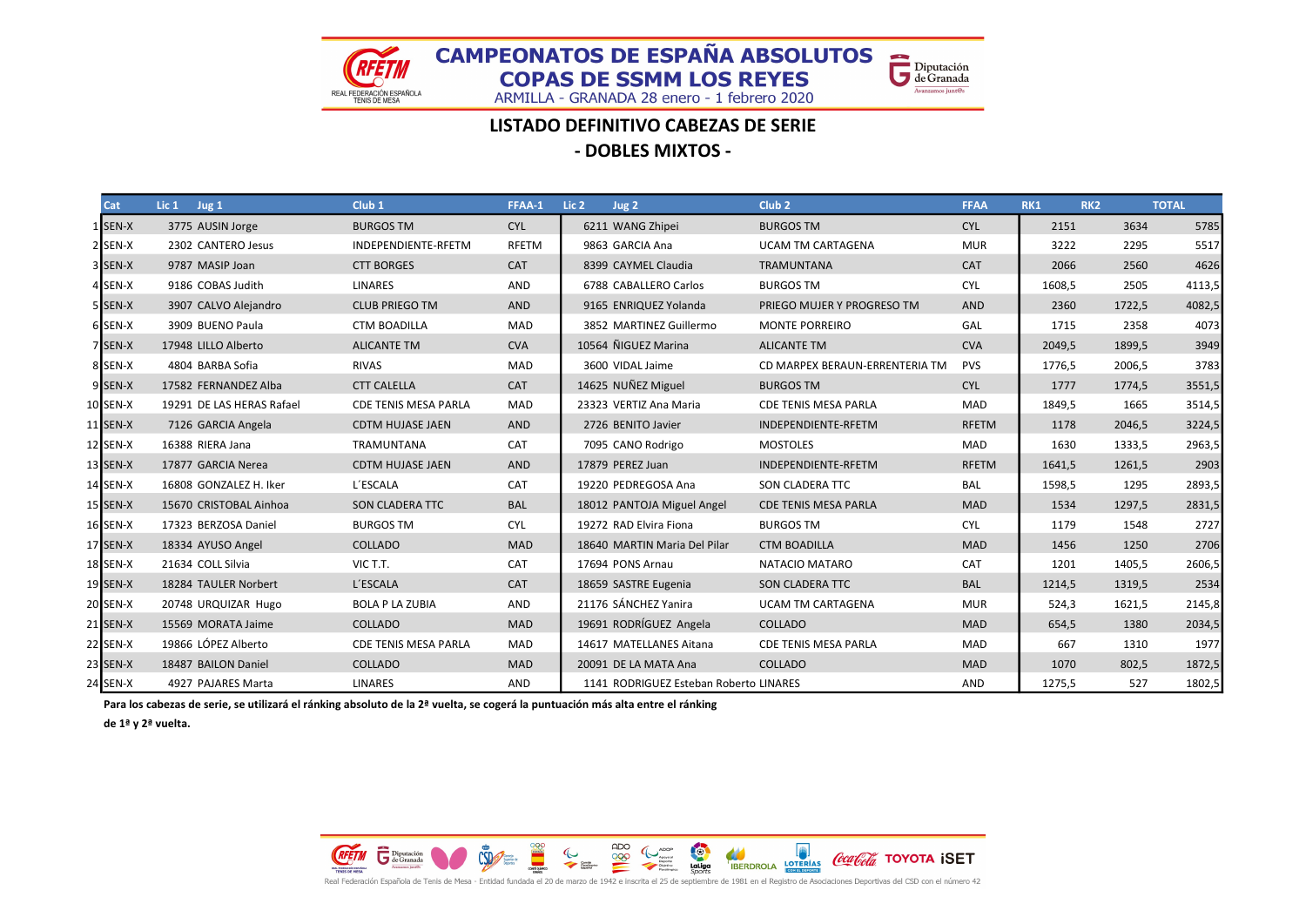# CAMPEONATOS DE ESPAÑA ABSOLUTOS
## COPAS DE SSMM LOS REYES
ARMILLA - GRANADA 28 enero - 1 febrero 2020

## LISTADO DEFINITIVO CABEZAS DE SERIE
## - DOBLES MIXTOS -

| | Cat | Lic 1 | Jug 1 | Club 1 | FFAA-1 | Lic 2 | Jug 2 | Club 2 | FFAA | RK1 | RK2 | TOTAL |
|---|---|---|---|---|---|---|---|---|---|---|---|---|
| 1 | SEN-X | 3775 | AUSIN Jorge | BURGOS TM | CYL | 6211 | WANG Zhipei | BURGOS TM | CYL | 2151 | 3634 | 5785 |
| 2 | SEN-X | 2302 | CANTERO Jesus | INDEPENDIENTE-RFETM | RFETM | 9863 | GARCIA Ana | UCAM TM CARTAGENA | MUR | 3222 | 2295 | 5517 |
| 3 | SEN-X | 9787 | MASIP Joan | CTT BORGES | CAT | 8399 | CAYMEL Claudia | TRAMUNTANA | CAT | 2066 | 2560 | 4626 |
| 4 | SEN-X | 9186 | COBAS Judith | LINARES | AND | 6788 | CABALLERO Carlos | BURGOS TM | CYL | 1608,5 | 2505 | 4113,5 |
| 5 | SEN-X | 3907 | CALVO Alejandro | CLUB PRIEGO TM | AND | 9165 | ENRIQUEZ Yolanda | PRIEGO MUJER Y PROGRESO TM | AND | 2360 | 1722,5 | 4082,5 |
| 6 | SEN-X | 3909 | BUENO Paula | CTM BOADILLA | MAD | 3852 | MARTINEZ Guillermo | MONTE PORREIRO | GAL | 1715 | 2358 | 4073 |
| 7 | SEN-X | 17948 | LILLO Alberto | ALICANTE TM | CVA | 10564 | ÑIGUEZ Marina | ALICANTE TM | CVA | 2049,5 | 1899,5 | 3949 |
| 8 | SEN-X | 4804 | BARBA Sofia | RIVAS | MAD | 3600 | VIDAL Jaime | CD MARPEX BERAUN-ERRENTERIA TM | PVS | 1776,5 | 2006,5 | 3783 |
| 9 | SEN-X | 17582 | FERNANDEZ Alba | CTT CALELLA | CAT | 14625 | NUÑEZ Miguel | BURGOS TM | CYL | 1777 | 1774,5 | 3551,5 |
| 10 | SEN-X | 19291 | DE LAS HERAS Rafael | CDE TENIS MESA PARLA | MAD | 23323 | VERTIZ Ana Maria | CDE TENIS MESA PARLA | MAD | 1849,5 | 1665 | 3514,5 |
| 11 | SEN-X | 7126 | GARCIA Angela | CDTM HUJASE JAEN | AND | 2726 | BENITO Javier | INDEPENDIENTE-RFETM | RFETM | 1178 | 2046,5 | 3224,5 |
| 12 | SEN-X | 16388 | RIERA Jana | TRAMUNTANA | CAT | 7095 | CANO Rodrigo | MOSTOLES | MAD | 1630 | 1333,5 | 2963,5 |
| 13 | SEN-X | 17877 | GARCIA Nerea | CDTM HUJASE JAEN | AND | 17879 | PEREZ Juan | INDEPENDIENTE-RFETM | RFETM | 1641,5 | 1261,5 | 2903 |
| 14 | SEN-X | 16808 | GONZALEZ H. Iker | L´ESCALA | CAT | 19220 | PEDREGOSA Ana | SON CLADERA TTC | BAL | 1598,5 | 1295 | 2893,5 |
| 15 | SEN-X | 15670 | CRISTOBAL Ainhoa | SON CLADERA TTC | BAL | 18012 | PANTOJA Miguel Angel | CDE TENIS MESA PARLA | MAD | 1534 | 1297,5 | 2831,5 |
| 16 | SEN-X | 17323 | BERZOSA Daniel | BURGOS TM | CYL | 19272 | RAD Elvira Fiona | BURGOS TM | CYL | 1179 | 1548 | 2727 |
| 17 | SEN-X | 18334 | AYUSO Angel | COLLADO | MAD | 18640 | MARTIN Maria Del Pilar | CTM BOADILLA | MAD | 1456 | 1250 | 2706 |
| 18 | SEN-X | 21634 | COLL Silvia | VIC T.T. | CAT | 17694 | PONS Arnau | NATACIO MATARO | CAT | 1201 | 1405,5 | 2606,5 |
| 19 | SEN-X | 18284 | TAULER Norbert | L´ESCALA | CAT | 18659 | SASTRE Eugenia | SON CLADERA TTC | BAL | 1214,5 | 1319,5 | 2534 |
| 20 | SEN-X | 20748 | URQUIZAR Hugo | BOLA P LA ZUBIA | AND | 21176 | SÁNCHEZ Yanira | UCAM TM CARTAGENA | MUR | 524,3 | 1621,5 | 2145,8 |
| 21 | SEN-X | 15569 | MORATA Jaime | COLLADO | MAD | 19691 | RODRÍGUEZ Angela | COLLADO | MAD | 654,5 | 1380 | 2034,5 |
| 22 | SEN-X | 19866 | LÓPEZ Alberto | CDE TENIS MESA PARLA | MAD | 14617 | MATELLANES Aitana | CDE TENIS MESA PARLA | MAD | 667 | 1310 | 1977 |
| 23 | SEN-X | 18487 | BAILON Daniel | COLLADO | MAD | 20091 | DE LA MATA Ana | COLLADO | MAD | 1070 | 802,5 | 1872,5 |
| 24 | SEN-X | 4927 | PAJARES Marta | LINARES | AND | 1141 | RODRIGUEZ Esteban Roberto | LINARES | AND | 1275,5 | 527 | 1802,5 |

**Para los cabezas de serie, se utilizará el ránking absoluto de la 2ª vuelta, se cogerá la puntuación más alta entre el ránking de 1ª y 2ª vuelta.**

Real Federación Española de Tenis de Mesa - Entidad fundada el 20 de marzo de 1942 e inscrita el 25 de septiembre de 1981 en el Registro de Asociaciones Deportivas del CSD con el número 42